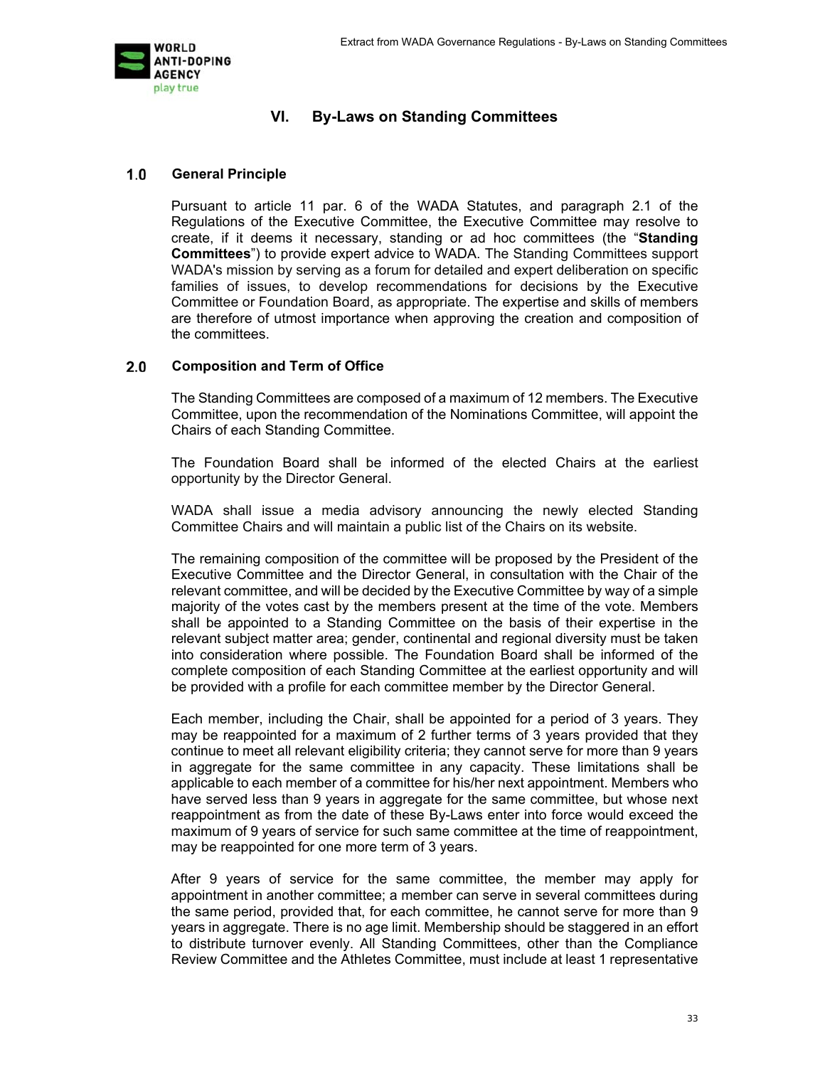# VI. By-Laws on Standing Committees

## 1.0 General Principle

Pursuant to article 11 par. 6 of the WADA Statutes, and paragraph 2.1 of the Regulations of the Executive Committee, the Executive Committee may resolve to create, if it deems it necessary, standing or ad hoc committees (the "**Standing Committees**") to provide expert advice to WADA. The Standing Committees support WADA's mission by serving as a forum for detailed and expert deliberation on specific families of issues, to develop recommendations for decisions by the Executive Committee or Foundation Board, as appropriate. The expertise and skills of members are therefore of utmost importance when approving the creation and composition of the committees.

## 2.0 Composition and Term of Office

The Standing Committees are composed of a maximum of 12 members. The Executive Committee, upon the recommendation of the Nominations Committee, will appoint the Chairs of each Standing Committee.

The Foundation Board shall be informed of the elected Chairs at the earliest opportunity by the Director General.

WADA shall issue a media advisory announcing the newly elected Standing Committee Chairs and will maintain a public list of the Chairs on its website.

The remaining composition of the committee will be proposed by the President of the Executive Committee and the Director General, in consultation with the Chair of the relevant committee, and will be decided by the Executive Committee by way of a simple majority of the votes cast by the members present at the time of the vote. Members shall be appointed to a Standing Committee on the basis of their expertise in the relevant subject matter area; gender, continental and regional diversity must be taken into consideration where possible. The Foundation Board shall be informed of the complete composition of each Standing Committee at the earliest opportunity and will be provided with a profile for each committee member by the Director General.

Each member, including the Chair, shall be appointed for a period of 3 years. They may be reappointed for a maximum of 2 further terms of 3 years provided that they continue to meet all relevant eligibility criteria; they cannot serve for more than 9 years in aggregate for the same committee in any capacity. These limitations shall be applicable to each member of a committee for his/her next appointment. Members who have served less than 9 years in aggregate for the same committee, but whose next reappointment as from the date of these By-Laws enter into force would exceed the maximum of 9 years of service for such same committee at the time of reappointment, may be reappointed for one more term of 3 years.

After 9 years of service for the same committee, the member may apply for appointment in another committee; a member can serve in several committees during the same period, provided that, for each committee, he cannot serve for more than 9 years in aggregate. There is no age limit. Membership should be staggered in an effort to distribute turnover evenly. All Standing Committees, other than the Compliance Review Committee and the Athletes Committee, must include at least 1 representative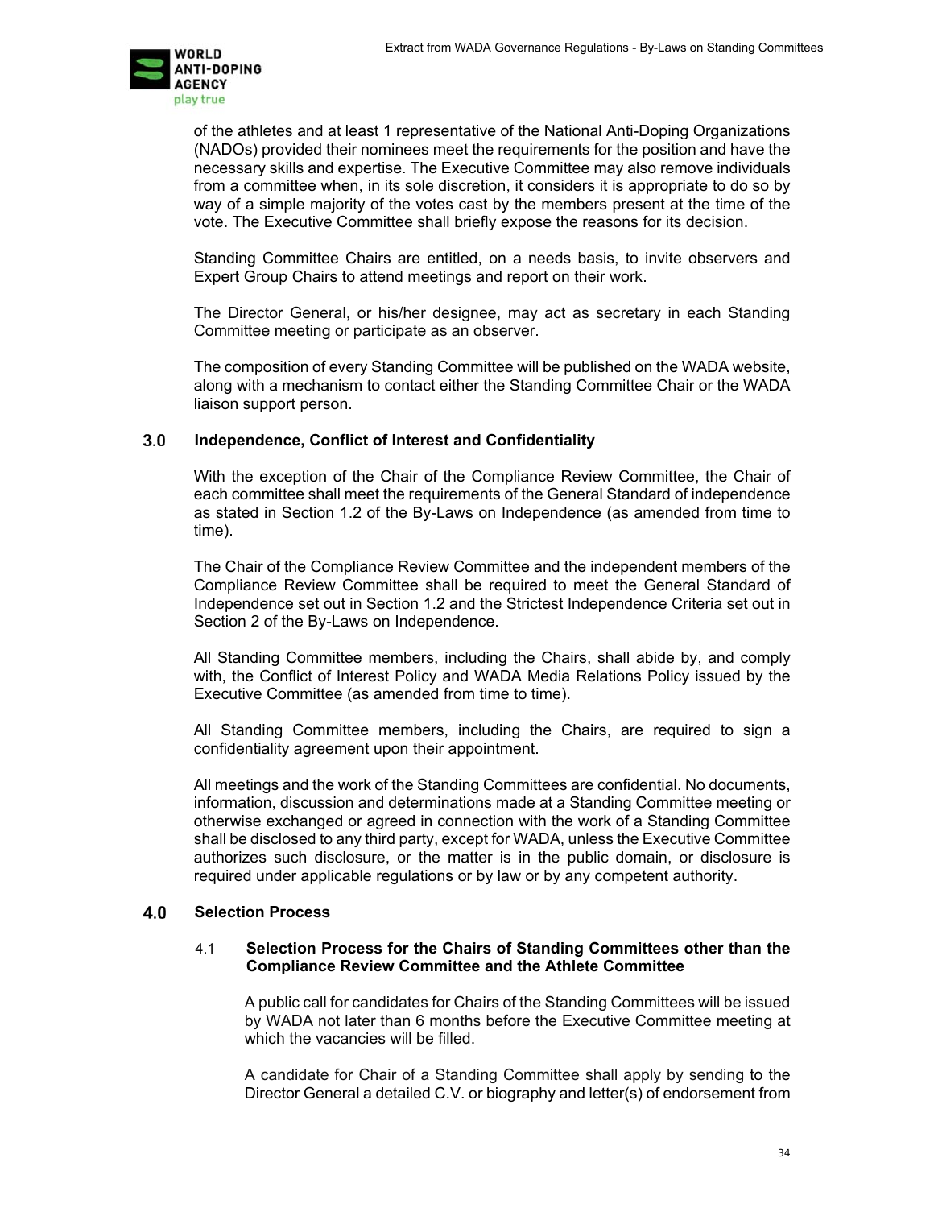of the athletes and at least 1 representative of the National Anti-Doping Organizations (NADOs) provided their nominees meet the requirements for the position and have the necessary skills and expertise. The Executive Committee may also remove individuals from a committee when, in its sole discretion, it considers it is appropriate to do so by way of a simple majority of the votes cast by the members present at the time of the vote. The Executive Committee shall briefly expose the reasons for its decision.

Standing Committee Chairs are entitled, on a needs basis, to invite observers and Expert Group Chairs to attend meetings and report on their work.

The Director General, or his/her designee, may act as secretary in each Standing Committee meeting or participate as an observer.

The composition of every Standing Committee will be published on the WADA website, along with a mechanism to contact either the Standing Committee Chair or the WADA liaison support person.

## 3.0 Independence, Conflict of Interest and Confidentiality

With the exception of the Chair of the Compliance Review Committee, the Chair of each committee shall meet the requirements of the General Standard of independence as stated in Section 1.2 of the By-Laws on Independence (as amended from time to time).

The Chair of the Compliance Review Committee and the independent members of the Compliance Review Committee shall be required to meet the General Standard of Independence set out in Section 1.2 and the Strictest Independence Criteria set out in Section 2 of the By-Laws on Independence.

All Standing Committee members, including the Chairs, shall abide by, and comply with, the Conflict of Interest Policy and WADA Media Relations Policy issued by the Executive Committee (as amended from time to time).

All Standing Committee members, including the Chairs, are required to sign a confidentiality agreement upon their appointment.

All meetings and the work of the Standing Committees are confidential. No documents, information, discussion and determinations made at a Standing Committee meeting or otherwise exchanged or agreed in connection with the work of a Standing Committee shall be disclosed to any third party, except for WADA, unless the Executive Committee authorizes such disclosure, or the matter is in the public domain, or disclosure is required under applicable regulations or by law or by any competent authority.

## 4.0 Selection Process

### 4.1 Selection Process for the Chairs of Standing Committees other than the Compliance Review Committee and the Athlete Committee

A public call for candidates for Chairs of the Standing Committees will be issued by WADA not later than 6 months before the Executive Committee meeting at which the vacancies will be filled.

A candidate for Chair of a Standing Committee shall apply by sending to the Director General a detailed C.V. or biography and letter(s) of endorsement from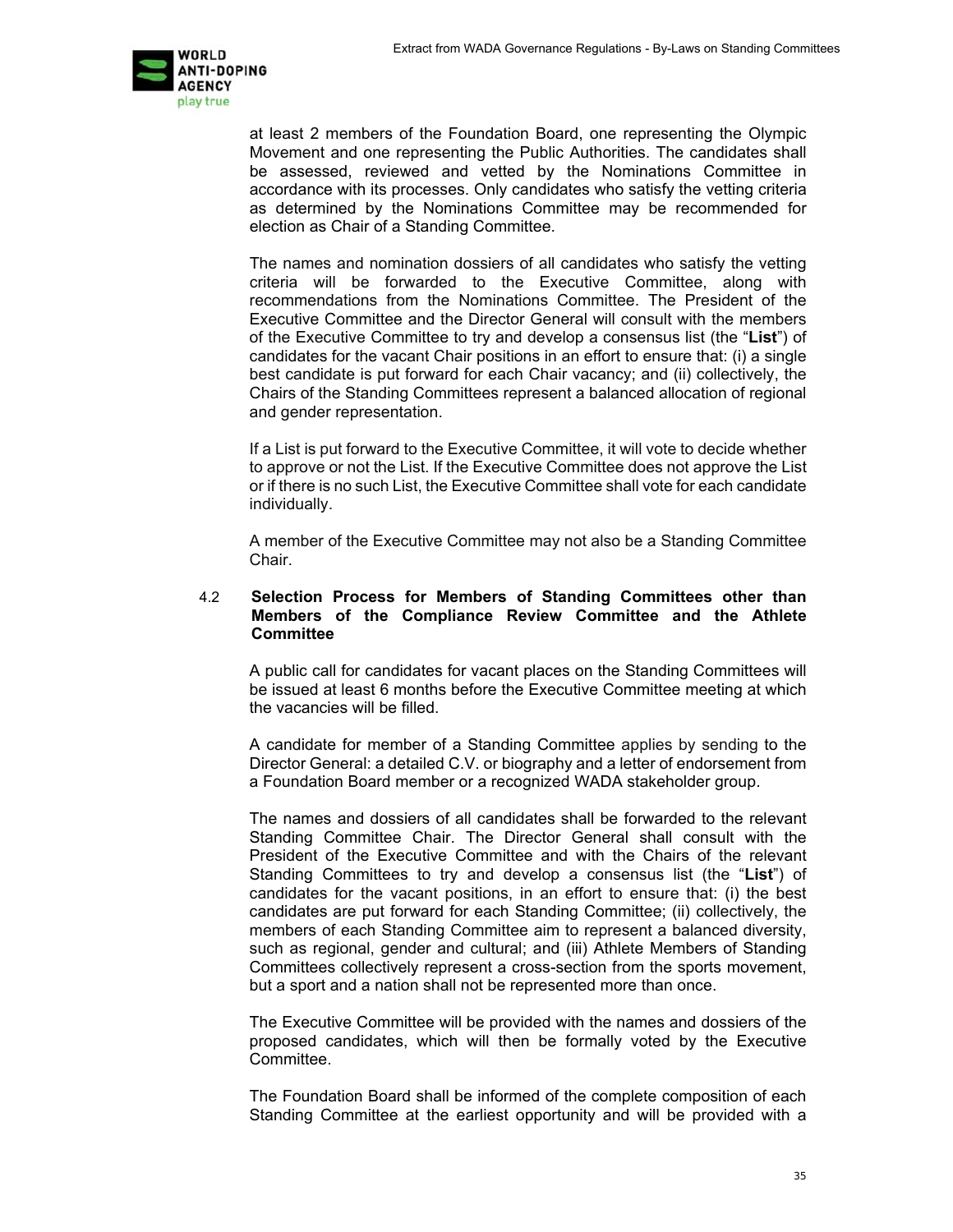at least 2 members of the Foundation Board, one representing the Olympic Movement and one representing the Public Authorities. The candidates shall be assessed, reviewed and vetted by the Nominations Committee in accordance with its processes. Only candidates who satisfy the vetting criteria as determined by the Nominations Committee may be recommended for election as Chair of a Standing Committee.

The names and nomination dossiers of all candidates who satisfy the vetting criteria will be forwarded to the Executive Committee, along with recommendations from the Nominations Committee. The President of the Executive Committee and the Director General will consult with the members of the Executive Committee to try and develop a consensus list (the "**List**") of candidates for the vacant Chair positions in an effort to ensure that: (i) a single best candidate is put forward for each Chair vacancy; and (ii) collectively, the Chairs of the Standing Committees represent a balanced allocation of regional and gender representation.

If a List is put forward to the Executive Committee, it will vote to decide whether to approve or not the List. If the Executive Committee does not approve the List or if there is no such List, the Executive Committee shall vote for each candidate individually.

A member of the Executive Committee may not also be a Standing Committee Chair.

### 4.2 Selection Process for Members of Standing Committees other than Members of the Compliance Review Committee and the Athlete Committee

A public call for candidates for vacant places on the Standing Committees will be issued at least 6 months before the Executive Committee meeting at which the vacancies will be filled.

A candidate for member of a Standing Committee applies by sending to the Director General: a detailed C.V. or biography and a letter of endorsement from a Foundation Board member or a recognized WADA stakeholder group.

The names and dossiers of all candidates shall be forwarded to the relevant Standing Committee Chair. The Director General shall consult with the President of the Executive Committee and with the Chairs of the relevant Standing Committees to try and develop a consensus list (the "**List**") of candidates for the vacant positions, in an effort to ensure that: (i) the best candidates are put forward for each Standing Committee; (ii) collectively, the members of each Standing Committee aim to represent a balanced diversity, such as regional, gender and cultural; and (iii) Athlete Members of Standing Committees collectively represent a cross-section from the sports movement, but a sport and a nation shall not be represented more than once.

The Executive Committee will be provided with the names and dossiers of the proposed candidates, which will then be formally voted by the Executive Committee.

The Foundation Board shall be informed of the complete composition of each Standing Committee at the earliest opportunity and will be provided with a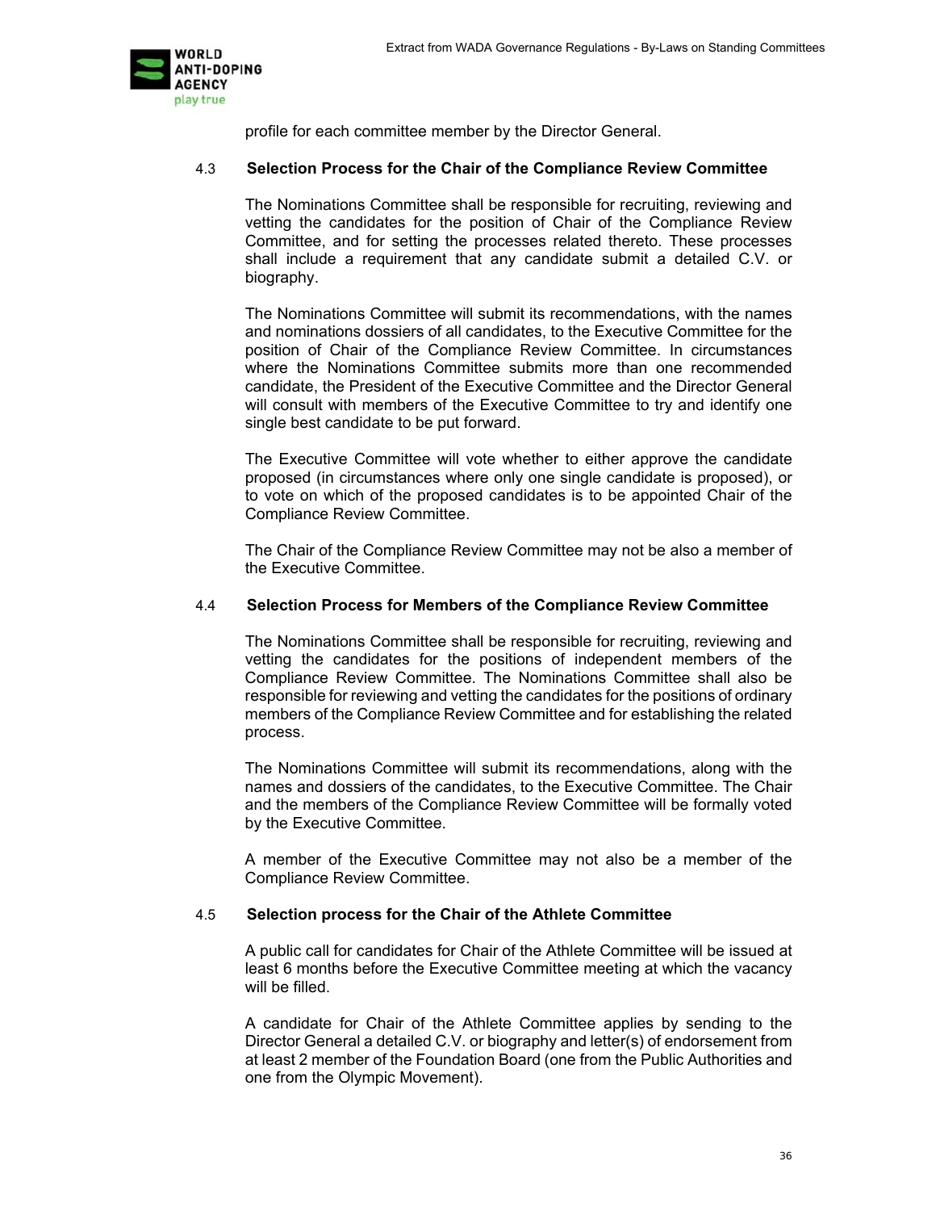profile for each committee member by the Director General.

### 4.3 Selection Process for the Chair of the Compliance Review Committee

The Nominations Committee shall be responsible for recruiting, reviewing and vetting the candidates for the position of Chair of the Compliance Review Committee, and for setting the processes related thereto. These processes shall include a requirement that any candidate submit a detailed C.V. or biography.

The Nominations Committee will submit its recommendations, with the names and nominations dossiers of all candidates, to the Executive Committee for the position of Chair of the Compliance Review Committee. In circumstances where the Nominations Committee submits more than one recommended candidate, the President of the Executive Committee and the Director General will consult with members of the Executive Committee to try and identify one single best candidate to be put forward.

The Executive Committee will vote whether to either approve the candidate proposed (in circumstances where only one single candidate is proposed), or to vote on which of the proposed candidates is to be appointed Chair of the Compliance Review Committee.

The Chair of the Compliance Review Committee may not be also a member of the Executive Committee.

### 4.4 Selection Process for Members of the Compliance Review Committee

The Nominations Committee shall be responsible for recruiting, reviewing and vetting the candidates for the positions of independent members of the Compliance Review Committee. The Nominations Committee shall also be responsible for reviewing and vetting the candidates for the positions of ordinary members of the Compliance Review Committee and for establishing the related process.

The Nominations Committee will submit its recommendations, along with the names and dossiers of the candidates, to the Executive Committee. The Chair and the members of the Compliance Review Committee will be formally voted by the Executive Committee.

A member of the Executive Committee may not also be a member of the Compliance Review Committee.

### 4.5 Selection process for the Chair of the Athlete Committee

A public call for candidates for Chair of the Athlete Committee will be issued at least 6 months before the Executive Committee meeting at which the vacancy will be filled.

A candidate for Chair of the Athlete Committee applies by sending to the Director General a detailed C.V. or biography and letter(s) of endorsement from at least 2 member of the Foundation Board (one from the Public Authorities and one from the Olympic Movement).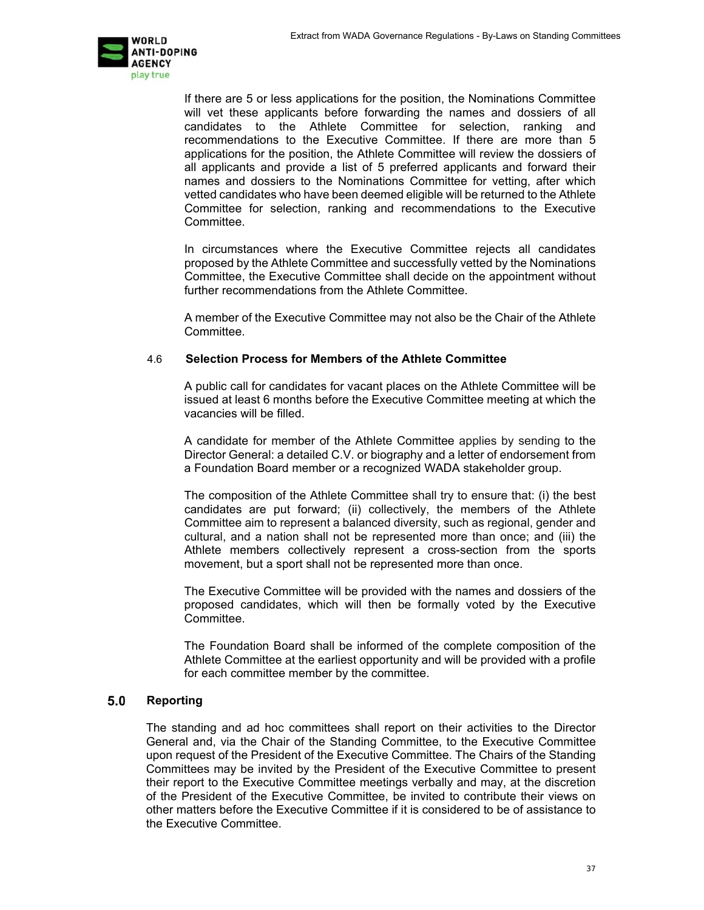If there are 5 or less applications for the position, the Nominations Committee will vet these applicants before forwarding the names and dossiers of all candidates to the Athlete Committee for selection, ranking and recommendations to the Executive Committee. If there are more than 5 applications for the position, the Athlete Committee will review the dossiers of all applicants and provide a list of 5 preferred applicants and forward their names and dossiers to the Nominations Committee for vetting, after which vetted candidates who have been deemed eligible will be returned to the Athlete Committee for selection, ranking and recommendations to the Executive Committee.

In circumstances where the Executive Committee rejects all candidates proposed by the Athlete Committee and successfully vetted by the Nominations Committee, the Executive Committee shall decide on the appointment without further recommendations from the Athlete Committee.

A member of the Executive Committee may not also be the Chair of the Athlete Committee.

### 4.6 Selection Process for Members of the Athlete Committee

A public call for candidates for vacant places on the Athlete Committee will be issued at least 6 months before the Executive Committee meeting at which the vacancies will be filled.

A candidate for member of the Athlete Committee applies by sending to the Director General: a detailed C.V. or biography and a letter of endorsement from a Foundation Board member or a recognized WADA stakeholder group.

The composition of the Athlete Committee shall try to ensure that: (i) the best candidates are put forward; (ii) collectively, the members of the Athlete Committee aim to represent a balanced diversity, such as regional, gender and cultural, and a nation shall not be represented more than once; and (iii) the Athlete members collectively represent a cross-section from the sports movement, but a sport shall not be represented more than once.

The Executive Committee will be provided with the names and dossiers of the proposed candidates, which will then be formally voted by the Executive Committee.

The Foundation Board shall be informed of the complete composition of the Athlete Committee at the earliest opportunity and will be provided with a profile for each committee member by the committee.

## 5.0 Reporting

The standing and ad hoc committees shall report on their activities to the Director General and, via the Chair of the Standing Committee, to the Executive Committee upon request of the President of the Executive Committee. The Chairs of the Standing Committees may be invited by the President of the Executive Committee to present their report to the Executive Committee meetings verbally and may, at the discretion of the President of the Executive Committee, be invited to contribute their views on other matters before the Executive Committee if it is considered to be of assistance to the Executive Committee.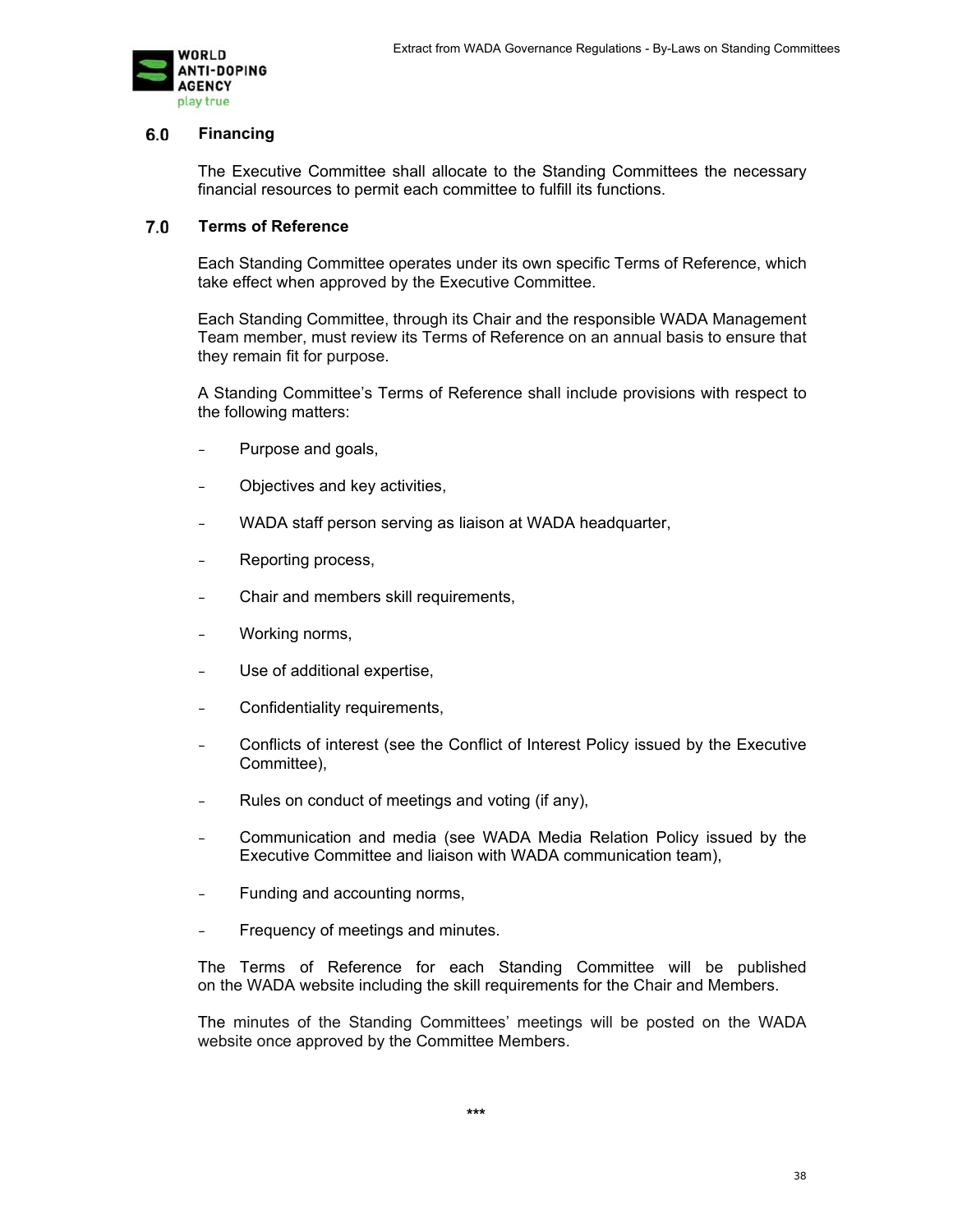## 6.0 Financing

The Executive Committee shall allocate to the Standing Committees the necessary financial resources to permit each committee to fulfill its functions.

## 7.0 Terms of Reference

Each Standing Committee operates under its own specific Terms of Reference, which take effect when approved by the Executive Committee.

Each Standing Committee, through its Chair and the responsible WADA Management Team member, must review its Terms of Reference on an annual basis to ensure that they remain fit for purpose.

A Standing Committee's Terms of Reference shall include provisions with respect to the following matters:

- Purpose and goals,
- Objectives and key activities,
- WADA staff person serving as liaison at WADA headquarter,
- Reporting process,
- Chair and members skill requirements,
- Working norms,
- Use of additional expertise,
- Confidentiality requirements,
- Conflicts of interest (see the Conflict of Interest Policy issued by the Executive Committee),
- Rules on conduct of meetings and voting (if any),
- Communication and media (see WADA Media Relation Policy issued by the Executive Committee and liaison with WADA communication team),
- Funding and accounting norms,
- Frequency of meetings and minutes.

The Terms of Reference for each Standing Committee will be published on the WADA website including the skill requirements for the Chair and Members.

The minutes of the Standing Committees' meetings will be posted on the WADA website once approved by the Committee Members.

***